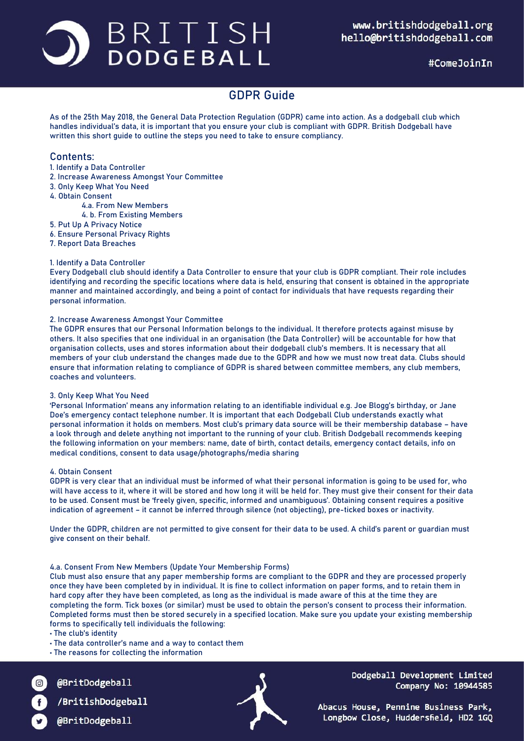# GDPR Guide

As of the 25th May 2018, the General Data Protection Regulation (GDPR) came into action. As a dodgeball club which handles individual's data, it is important that you ensure your club is compliant with GDPR. British Dodgeball have written this short guide to outline the steps you need to take to ensure compliancy.

## Contents:

1. Identify a Data Controller
2. Increase Awareness Amongst Your Committee
3. Only Keep What You Need
4. Obtain Consent
    - 4.a. From New Members
    - 4. b. From Existing Members
5. Put Up A Privacy Notice
6. Ensure Personal Privacy Rights
7. Report Data Breaches

### 1. Identify a Data Controller

Every Dodgeball club should identify a Data Controller to ensure that your club is GDPR compliant. Their role includes identifying and recording the specific locations where data is held, ensuring that consent is obtained in the appropriate manner and maintained accordingly, and being a point of contact for individuals that have requests regarding their personal information.

### 2. Increase Awareness Amongst Your Committee

The GDPR ensures that our Personal Information belongs to the individual. It therefore protects against misuse by others. It also specifies that one individual in an organisation (the Data Controller) will be accountable for how that organisation collects, uses and stores information about their dodgeball club's members. It is necessary that all members of your club understand the changes made due to the GDPR and how we must now treat data. Clubs should ensure that information relating to compliance of GDPR is shared between committee members, any club members, coaches and volunteers.

### 3. Only Keep What You Need

'Personal Information' means any information relating to an identifiable individual e.g. Joe Blogg's birthday, or Jane Doe's emergency contact telephone number. It is important that each Dodgeball Club understands exactly what personal information it holds on members. Most club's primary data source will be their membership database – have a look through and delete anything not important to the running of your club. British Dodgeball recommends keeping the following information on your members: name, date of birth, contact details, emergency contact details, info on medical conditions, consent to data usage/photographs/media sharing

### 4. Obtain Consent

GDPR is very clear that an individual must be informed of what their personal information is going to be used for, who will have access to it, where it will be stored and how long it will be held for. They must give their consent for their data to be used. Consent must be 'freely given, specific, informed and unambiguous'. Obtaining consent requires a positive indication of agreement – it cannot be inferred through silence (not objecting), pre-ticked boxes or inactivity.

Under the GDPR, children are not permitted to give consent for their data to be used. A child's parent or guardian must give consent on their behalf.

#### 4.a. Consent From New Members (Update Your Membership Forms)

Club must also ensure that any paper membership forms are compliant to the GDPR and they are processed properly once they have been completed by in individual. It is fine to collect information on paper forms, and to retain them in hard copy after they have been completed, as long as the individual is made aware of this at the time they are completing the form. Tick boxes (or similar) must be used to obtain the person's consent to process their information. Completed forms must then be stored securely in a specified location. Make sure you update your existing membership forms to specifically tell individuals the following:

- The club's identity
- The data controller's name and a way to contact them
- The reasons for collecting the information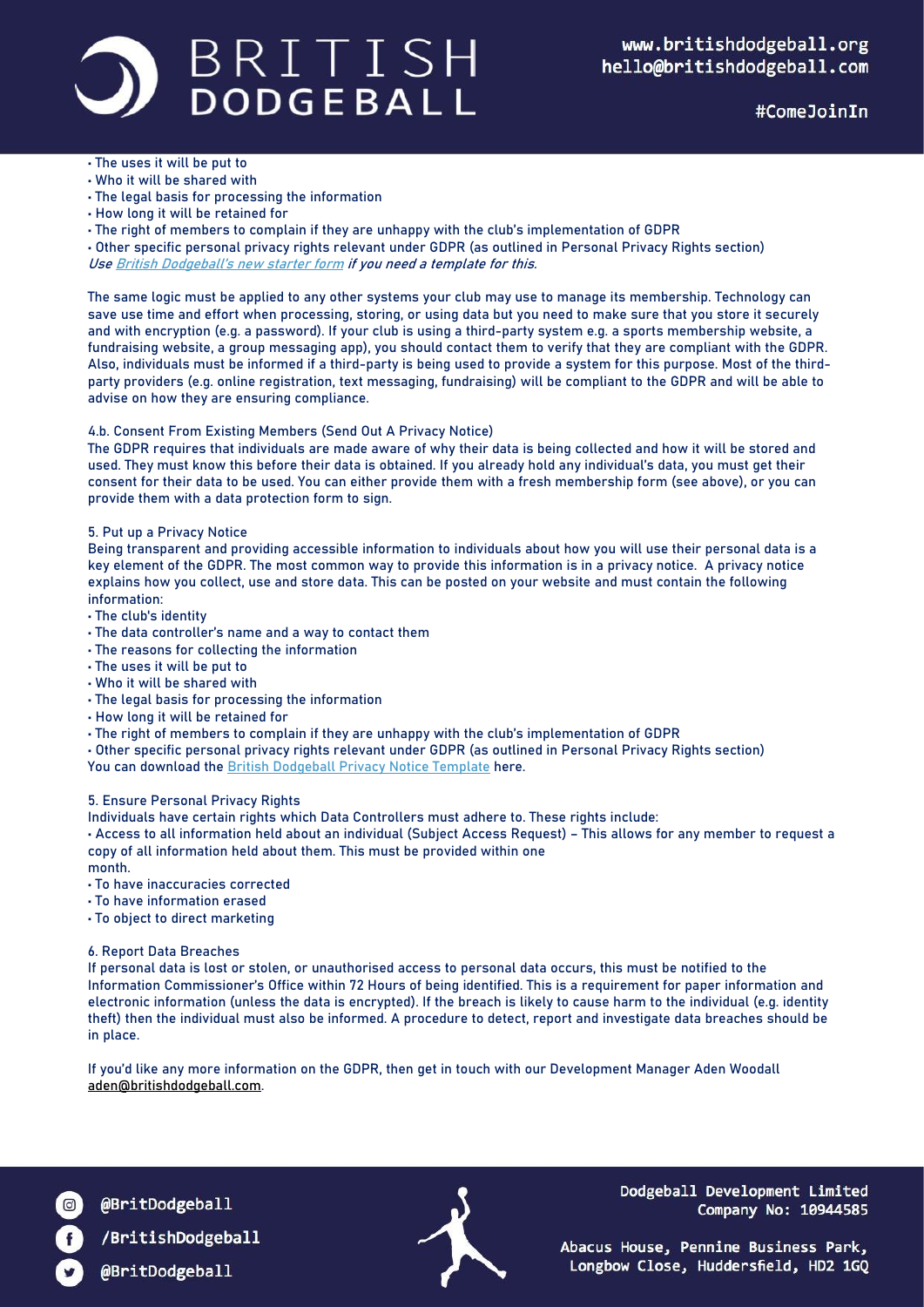- The uses it will be put to
- Who it will be shared with
- The legal basis for processing the information
- How long it will be retained for
- The right of members to complain if they are unhappy with the club's implementation of GDPR
- Other specific personal privacy rights relevant under GDPR (as outlined in Personal Privacy Rights section)

*Use British Dodgeball's new starter form if you need a template for this.*

The same logic must be applied to any other systems your club may use to manage its membership. Technology can save use time and effort when processing, storing, or using data but you need to make sure that you store it securely and with encryption (e.g. a password). If your club is using a third-party system e.g. a sports membership website, a fundraising website, a group messaging app), you should contact them to verify that they are compliant with the GDPR. Also, individuals must be informed if a third-party is being used to provide a system for this purpose. Most of the third-party providers (e.g. online registration, text messaging, fundraising) will be compliant to the GDPR and will be able to advise on how they are ensuring compliance.

4.b. Consent From Existing Members (Send Out A Privacy Notice)

The GDPR requires that individuals are made aware of why their data is being collected and how it will be stored and used. They must know this before their data is obtained. If you already hold any individual's data, you must get their consent for their data to be used. You can either provide them with a fresh membership form (see above), or you can provide them with a data protection form to sign.

5. Put up a Privacy Notice

Being transparent and providing accessible information to individuals about how you will use their personal data is a key element of the GDPR. The most common way to provide this information is in a privacy notice. A privacy notice explains how you collect, use and store data. This can be posted on your website and must contain the following information:

- The club's identity
- The data controller's name and a way to contact them
- The reasons for collecting the information
- The uses it will be put to
- Who it will be shared with
- The legal basis for processing the information
- How long it will be retained for
- The right of members to complain if they are unhappy with the club's implementation of GDPR
- Other specific personal privacy rights relevant under GDPR (as outlined in Personal Privacy Rights section)

You can download the British Dodgeball Privacy Notice Template here.

5. Ensure Personal Privacy Rights

Individuals have certain rights which Data Controllers must adhere to. These rights include:

- Access to all information held about an individual (Subject Access Request) – This allows for any member to request a copy of all information held about them. This must be provided within one month.
- To have inaccuracies corrected
- To have information erased
- To object to direct marketing

6. Report Data Breaches

If personal data is lost or stolen, or unauthorised access to personal data occurs, this must be notified to the Information Commissioner's Office within 72 Hours of being identified. This is a requirement for paper information and electronic information (unless the data is encrypted). If the breach is likely to cause harm to the individual (e.g. identity theft) then the individual must also be informed. A procedure to detect, report and investigate data breaches should be in place.

If you'd like any more information on the GDPR, then get in touch with our Development Manager Aden Woodall aden@britishdodgeball.com.